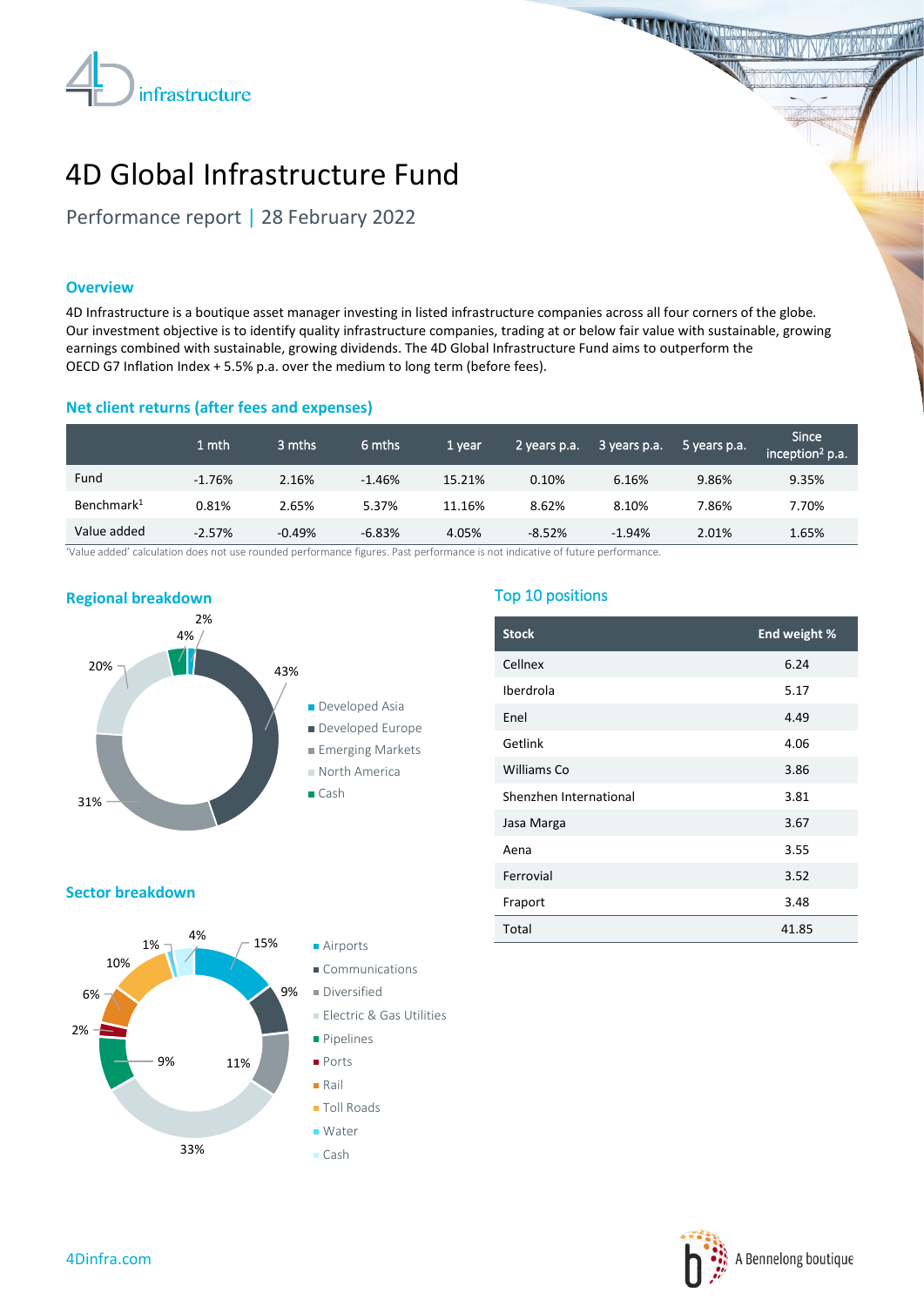# 4D Global Infrastructure Fund

Performance report | 28 February 2022

## Overview

4D Infrastructure is a boutique asset manager investing in listed infrastructure companies across all four corners of the globe. Our investment objective is to identify quality infrastructure companies, trading at or below fair value with sustainable, growing earnings combined with sustainable, growing dividends. The 4D Global Infrastructure Fund aims to outperform the OECD G7 Inflation Index + 5.5% p.a. over the medium to long term (before fees).

## Net client returns (after fees and expenses)

| | 1 mth | 3 mths | 6 mths | 1 year | 2 years p.a. | 3 years p.a. | 5 years p.a. | Since inception[2] p.a. |
|---|---|---|---|---|---|---|---|---|
| Fund | -1.76% | 2.16% | -1.46% | 15.21% | 0.10% | 6.16% | 9.86% | 9.35% |
| Benchmark[1] | 0.81% | 2.65% | 5.37% | 11.16% | 8.62% | 8.10% | 7.86% | 7.70% |
| Value added | -2.57% | -0.49% | -6.83% | 4.05% | -8.52% | -1.94% | 2.01% | 1.65% |

'Value added' calculation does not use rounded performance figures. Past performance is not indicative of future performance.

## Regional breakdown

| Region | Weight |
|---|---|
| Developed Asia | 2% |
| Developed Europe | 43% |
| Emerging Markets | 31% |
| North America | 20% |
| Cash | 4% |

## Sector breakdown

| Sector | Weight |
|---|---|
| Airports | 15% |
| Communications | 9% |
| Diversified | 11% |
| Electric & Gas Utilities | 33% |
| Pipelines | 9% |
| Ports | 2% |
| Rail | 6% |
| Toll Roads | 10% |
| Water | 1% |
| Cash | 4% |

## Top 10 positions

| Stock | End weight % |
|---|---|
| Cellnex | 6.24 |
| Iberdrola | 5.17 |
| Enel | 4.49 |
| Getlink | 4.06 |
| Williams Co | 3.86 |
| Shenzhen International | 3.81 |
| Jasa Marga | 3.67 |
| Aena | 3.55 |
| Ferrovial | 3.52 |
| Fraport | 3.48 |
| Total | 41.85 |

4Dinfra.com

A Bennelong boutique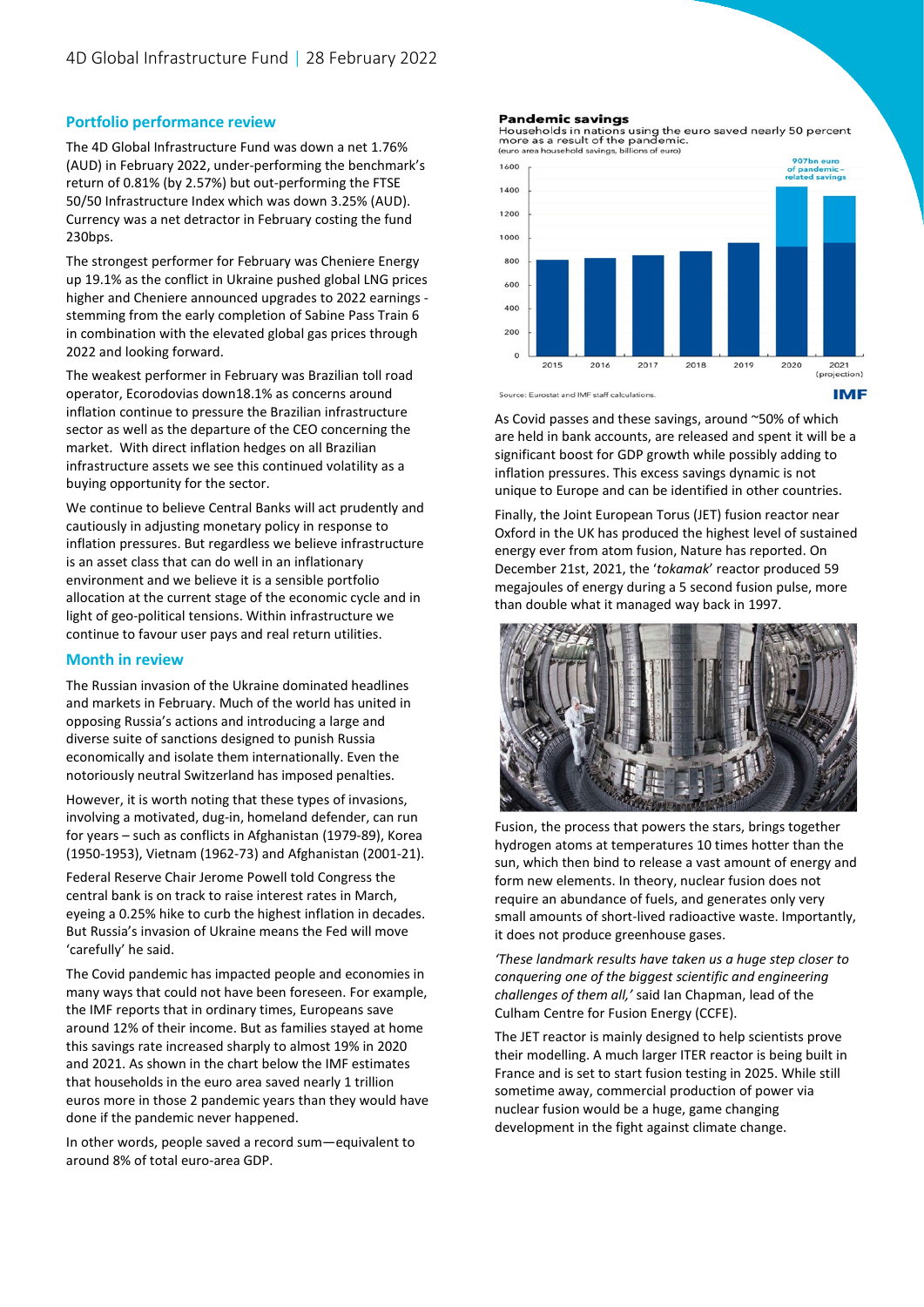## Portfolio performance review

The 4D Global Infrastructure Fund was down a net 1.76% (AUD) in February 2022, under-performing the benchmark's return of 0.81% (by 2.57%) but out-performing the FTSE 50/50 Infrastructure Index which was down 3.25% (AUD). Currency was a net detractor in February costing the fund 230bps.

The strongest performer for February was Cheniere Energy up 19.1% as the conflict in Ukraine pushed global LNG prices higher and Cheniere announced upgrades to 2022 earnings - stemming from the early completion of Sabine Pass Train 6 in combination with the elevated global gas prices through 2022 and looking forward.

The weakest performer in February was Brazilian toll road operator, Ecorodovias down18.1% as concerns around inflation continue to pressure the Brazilian infrastructure sector as well as the departure of the CEO concerning the market. With direct inflation hedges on all Brazilian infrastructure assets we see this continued volatility as a buying opportunity for the sector.

We continue to believe Central Banks will act prudently and cautiously in adjusting monetary policy in response to inflation pressures. But regardless we believe infrastructure is an asset class that can do well in an inflationary environment and we believe it is a sensible portfolio allocation at the current stage of the economic cycle and in light of geo-political tensions. Within infrastructure we continue to favour user pays and real return utilities.

## Month in review

The Russian invasion of the Ukraine dominated headlines and markets in February. Much of the world has united in opposing Russia's actions and introducing a large and diverse suite of sanctions designed to punish Russia economically and isolate them internationally. Even the notoriously neutral Switzerland has imposed penalties.

However, it is worth noting that these types of invasions, involving a motivated, dug-in, homeland defender, can run for years – such as conflicts in Afghanistan (1979-89), Korea (1950-1953), Vietnam (1962-73) and Afghanistan (2001-21).

Federal Reserve Chair Jerome Powell told Congress the central bank is on track to raise interest rates in March, eyeing a 0.25% hike to curb the highest inflation in decades. But Russia's invasion of Ukraine means the Fed will move 'carefully' he said.

The Covid pandemic has impacted people and economies in many ways that could not have been foreseen. For example, the IMF reports that in ordinary times, Europeans save around 12% of their income. But as families stayed at home this savings rate increased sharply to almost 19% in 2020 and 2021. As shown in the chart below the IMF estimates that households in the euro area saved nearly 1 trillion euros more in those 2 pandemic years than they would have done if the pandemic never happened.

In other words, people saved a record sum—equivalent to around 8% of total euro-area GDP.

**Pandemic savings**
Households in nations using the euro saved nearly 50 percent more as a result of the pandemic.
(euro area household savings, billions of euro)

907bn euro of pandemic-related savings

Source: Eurostat and IMF staff calculations.

As Covid passes and these savings, around ~50% of which are held in bank accounts, are released and spent it will be a significant boost for GDP growth while possibly adding to inflation pressures. This excess savings dynamic is not unique to Europe and can be identified in other countries.

Finally, the Joint European Torus (JET) fusion reactor near Oxford in the UK has produced the highest level of sustained energy ever from atom fusion, Nature has reported. On December 21st, 2021, the '*tokamak*' reactor produced 59 megajoules of energy during a 5 second fusion pulse, more than double what it managed way back in 1997.

Fusion, the process that powers the stars, brings together hydrogen atoms at temperatures 10 times hotter than the sun, which then bind to release a vast amount of energy and form new elements. In theory, nuclear fusion does not require an abundance of fuels, and generates only very small amounts of short-lived radioactive waste. Importantly, it does not produce greenhouse gases.

*'These landmark results have taken us a huge step closer to conquering one of the biggest scientific and engineering challenges of them all,'* said Ian Chapman, lead of the Culham Centre for Fusion Energy (CCFE).

The JET reactor is mainly designed to help scientists prove their modelling. A much larger ITER reactor is being built in France and is set to start fusion testing in 2025. While still sometime away, commercial production of power via nuclear fusion would be a huge, game changing development in the fight against climate change.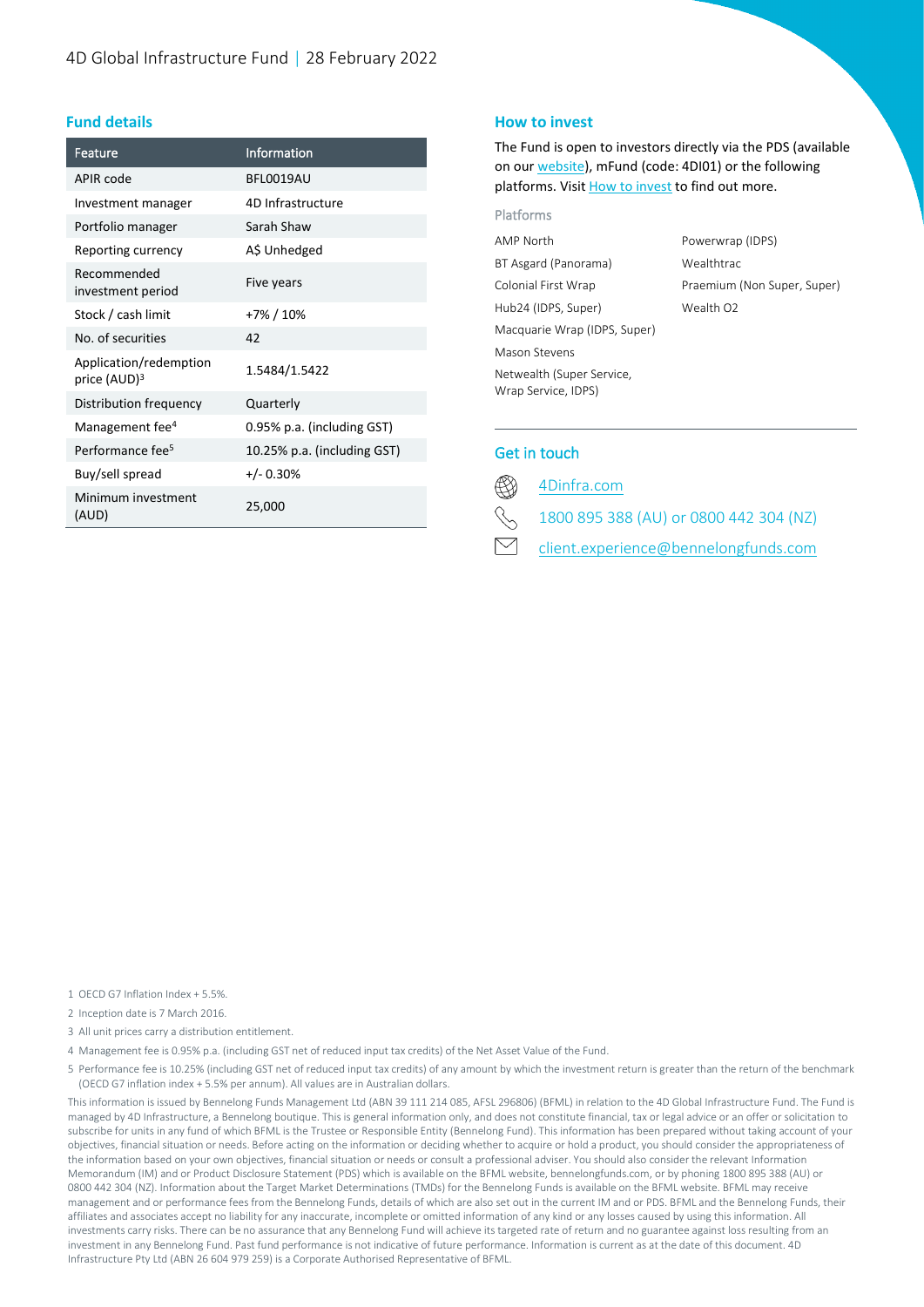## Fund details

| Feature | Information |
|---|---|
| APIR code | BFL0019AU |
| Investment manager | 4D Infrastructure |
| Portfolio manager | Sarah Shaw |
| Reporting currency | A$ Unhedged |
| Recommended investment period | Five years |
| Stock / cash limit | +7% / 10% |
| No. of securities | 42 |
| Application/redemption price (AUD)[3] | 1.5484/1.5422 |
| Distribution frequency | Quarterly |
| Management fee[4] | 0.95% p.a. (including GST) |
| Performance fee[5] | 10.25% p.a. (including GST) |
| Buy/sell spread | +/- 0.30% |
| Minimum investment (AUD) | 25,000 |

## How to invest

The Fund is open to investors directly via the PDS (available on our website), mFund (code: 4DI01) or the following platforms. Visit How to invest to find out more.

Platforms

- AMP North
- BT Asgard (Panorama)
- Colonial First Wrap
- Hub24 (IDPS, Super)
- Macquarie Wrap (IDPS, Super)
- Mason Stevens
- Netwealth (Super Service, Wrap Service, IDPS)
- Powerwrap (IDPS)
- Wealthtrac
- Praemium (Non Super, Super)
- Wealth O2

## Get in touch

4Dinfra.com

1800 895 388 (AU) or 0800 442 304 (NZ)

client.experience@bennelongfunds.com

1 OECD G7 Inflation Index + 5.5%.

2 Inception date is 7 March 2016.

3 All unit prices carry a distribution entitlement.

4 Management fee is 0.95% p.a. (including GST net of reduced input tax credits) of the Net Asset Value of the Fund.

5 Performance fee is 10.25% (including GST net of reduced input tax credits) of any amount by which the investment return is greater than the return of the benchmark (OECD G7 inflation index + 5.5% per annum). All values are in Australian dollars.

This information is issued by Bennelong Funds Management Ltd (ABN 39 111 214 085, AFSL 296806) (BFML) in relation to the 4D Global Infrastructure Fund. The Fund is managed by 4D Infrastructure, a Bennelong boutique. This is general information only, and does not constitute financial, tax or legal advice or an offer or solicitation to subscribe for units in any fund of which BFML is the Trustee or Responsible Entity (Bennelong Fund). This information has been prepared without taking account of your objectives, financial situation or needs. Before acting on the information or deciding whether to acquire or hold a product, you should consider the appropriateness of the information based on your own objectives, financial situation or needs or consult a professional adviser. You should also consider the relevant Information Memorandum (IM) and or Product Disclosure Statement (PDS) which is available on the BFML website, bennelongfunds.com, or by phoning 1800 895 388 (AU) or 0800 442 304 (NZ). Information about the Target Market Determinations (TMDs) for the Bennelong Funds is available on the BFML website. BFML may receive management and or performance fees from the Bennelong Funds, details of which are also set out in the current IM and or PDS. BFML and the Bennelong Funds, their affiliates and associates accept no liability for any inaccurate, incomplete or omitted information of any kind or any losses caused by using this information. All investments carry risks. There can be no assurance that any Bennelong Fund will achieve its targeted rate of return and no guarantee against loss resulting from an investment in any Bennelong Fund. Past fund performance is not indicative of future performance. Information is current as at the date of this document. 4D Infrastructure Pty Ltd (ABN 26 604 979 259) is a Corporate Authorised Representative of BFML.